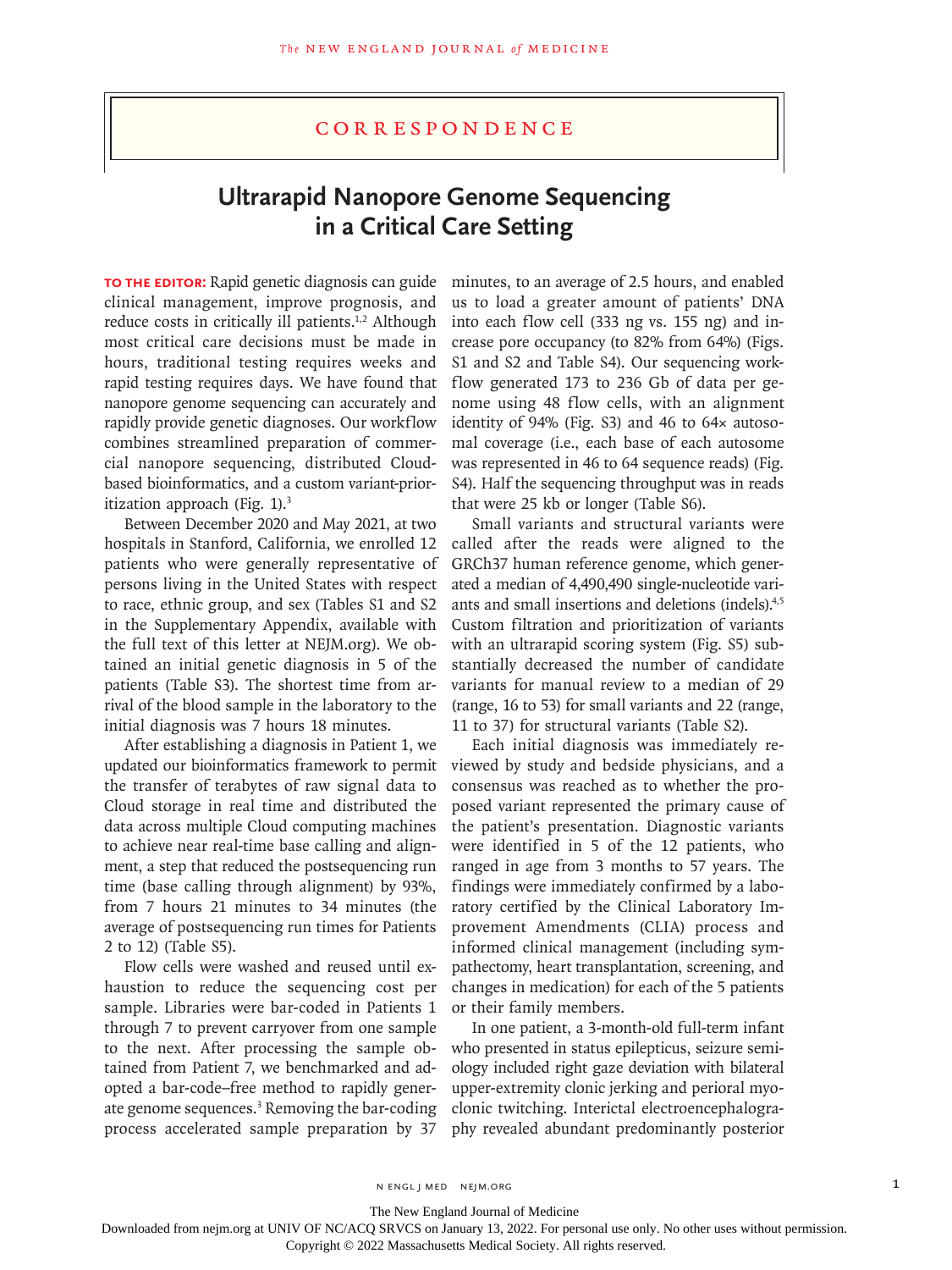# Correspondence

## Ultrarapid Nanopore Genome Sequencing in a Critical Care Setting

**TO THE EDITOR:** Rapid genetic diagnosis can guide clinical management, improve prognosis, and reduce costs in critically ill patients.[1,2] Although most critical care decisions must be made in hours, traditional testing requires weeks and rapid testing requires days. We have found that nanopore genome sequencing can accurately and rapidly provide genetic diagnoses. Our workflow combines streamlined preparation of commercial nanopore sequencing, distributed Cloud-based bioinformatics, and a custom variant-prioritization approach (Fig. 1).[3]

Between December 2020 and May 2021, at two hospitals in Stanford, California, we enrolled 12 patients who were generally representative of persons living in the United States with respect to race, ethnic group, and sex (Tables S1 and S2 in the Supplementary Appendix, available with the full text of this letter at NEJM.org). We obtained an initial genetic diagnosis in 5 of the patients (Table S3). The shortest time from arrival of the blood sample in the laboratory to the initial diagnosis was 7 hours 18 minutes.

After establishing a diagnosis in Patient 1, we updated our bioinformatics framework to permit the transfer of terabytes of raw signal data to Cloud storage in real time and distributed the data across multiple Cloud computing machines to achieve near real-time base calling and alignment, a step that reduced the postsequencing run time (base calling through alignment) by 93%, from 7 hours 21 minutes to 34 minutes (the average of postsequencing run times for Patients 2 to 12) (Table S5).

Flow cells were washed and reused until exhaustion to reduce the sequencing cost per sample. Libraries were bar-coded in Patients 1 through 7 to prevent carryover from one sample to the next. After processing the sample obtained from Patient 7, we benchmarked and adopted a bar-code–free method to rapidly generate genome sequences.[3] Removing the bar-coding process accelerated sample preparation by 37 minutes, to an average of 2.5 hours, and enabled us to load a greater amount of patients' DNA into each flow cell (333 ng vs. 155 ng) and increase pore occupancy (to 82% from 64%) (Figs. S1 and S2 and Table S4). Our sequencing workflow generated 173 to 236 Gb of data per genome using 48 flow cells, with an alignment identity of 94% (Fig. S3) and 46 to 64× autosomal coverage (i.e., each base of each autosome was represented in 46 to 64 sequence reads) (Fig. S4). Half the sequencing throughput was in reads that were 25 kb or longer (Table S6).

Small variants and structural variants were called after the reads were aligned to the GRCh37 human reference genome, which generated a median of 4,490,490 single-nucleotide variants and small insertions and deletions (indels).[4,5] Custom filtration and prioritization of variants with an ultrarapid scoring system (Fig. S5) substantially decreased the number of candidate variants for manual review to a median of 29 (range, 16 to 53) for small variants and 22 (range, 11 to 37) for structural variants (Table S2).

Each initial diagnosis was immediately reviewed by study and bedside physicians, and a consensus was reached as to whether the proposed variant represented the primary cause of the patient's presentation. Diagnostic variants were identified in 5 of the 12 patients, who ranged in age from 3 months to 57 years. The findings were immediately confirmed by a laboratory certified by the Clinical Laboratory Improvement Amendments (CLIA) process and informed clinical management (including sympathectomy, heart transplantation, screening, and changes in medication) for each of the 5 patients or their family members.

In one patient, a 3-month-old full-term infant who presented in status epilepticus, seizure semiology included right gaze deviation with bilateral upper-extremity clonic jerking and perioral myoclonic twitching. Interictal electroencephalography revealed abundant predominantly posterior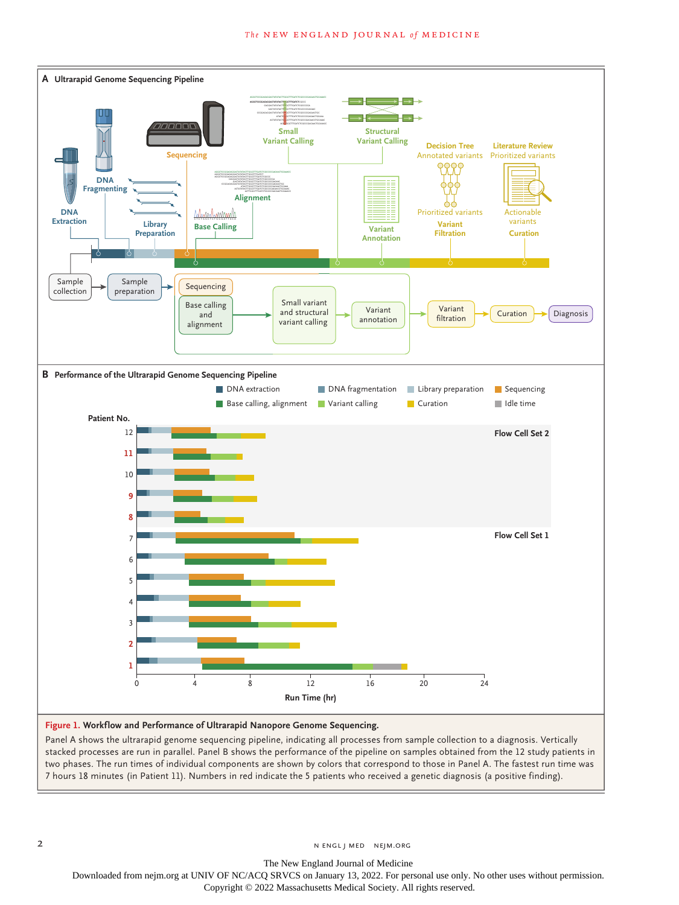**Figure 1. Workflow and Performance of Ultrarapid Nanopore Genome Sequencing.**

Panel A shows the ultrarapid genome sequencing pipeline, indicating all processes from sample collection to a diagnosis. Vertically stacked processes are run in parallel. Panel B shows the performance of the pipeline on samples obtained from the 12 study patients in two phases. The run times of individual components are shown by colors that correspond to those in Panel A. The fastest run time was 7 hours 18 minutes (in Patient 11). Numbers in red indicate the 5 patients who received a genetic diagnosis (a positive finding).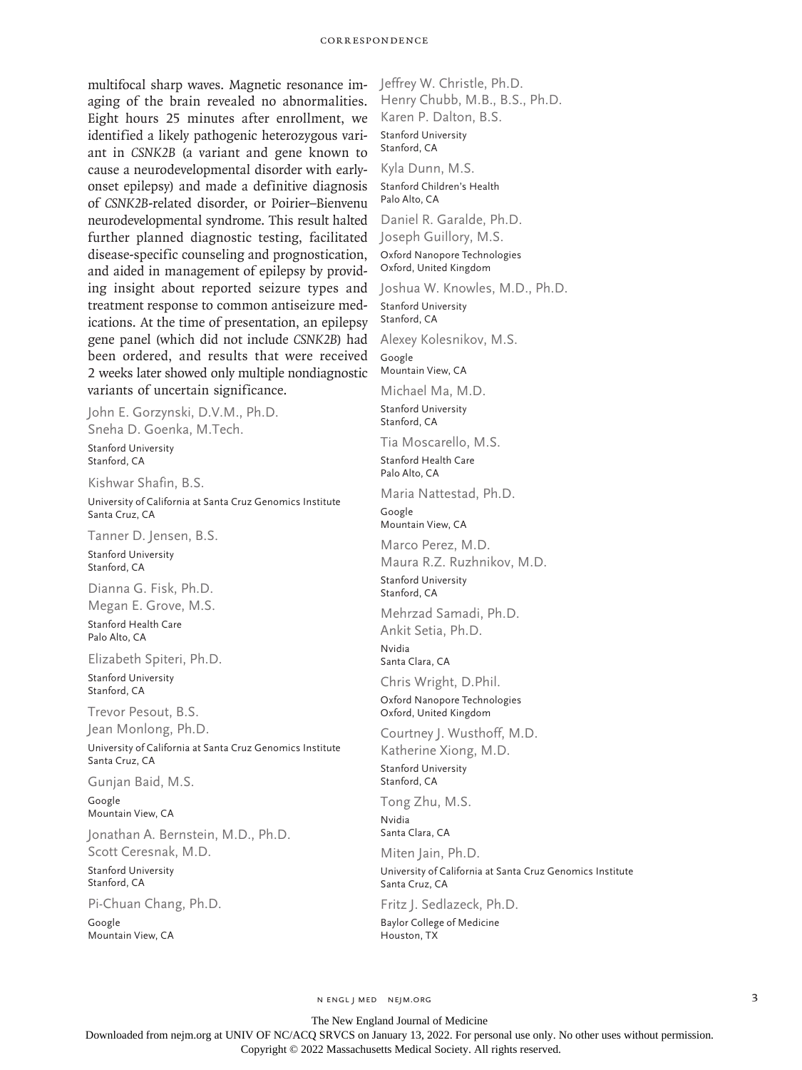multifocal sharp waves. Magnetic resonance imaging of the brain revealed no abnormalities. Eight hours 25 minutes after enrollment, we identified a likely pathogenic heterozygous variant in *CSNK2B* (a variant and gene known to cause a neurodevelopmental disorder with early-onset epilepsy) and made a definitive diagnosis of *CSNK2B*-related disorder, or Poirier–Bienvenu neurodevelopmental syndrome. This result halted further planned diagnostic testing, facilitated disease-specific counseling and prognostication, and aided in management of epilepsy by providing insight about reported seizure types and treatment response to common antiseizure medications. At the time of presentation, an epilepsy gene panel (which did not include *CSNK2B*) had been ordered, and results that were received 2 weeks later showed only multiple nondiagnostic variants of uncertain significance.

John E. Gorzynski, D.V.M., Ph.D.
Sneha D. Goenka, M.Tech.
Stanford University
Stanford, CA

Kishwar Shafin, B.S.
University of California at Santa Cruz Genomics Institute
Santa Cruz, CA

Tanner D. Jensen, B.S.
Stanford University
Stanford, CA

Dianna G. Fisk, Ph.D.
Megan E. Grove, M.S.
Stanford Health Care
Palo Alto, CA

Elizabeth Spiteri, Ph.D.
Stanford University
Stanford, CA

Trevor Pesout, B.S.
Jean Monlong, Ph.D.
University of California at Santa Cruz Genomics Institute
Santa Cruz, CA

Gunjan Baid, M.S.
Google
Mountain View, CA

Jonathan A. Bernstein, M.D., Ph.D.
Scott Ceresnak, M.D.
Stanford University
Stanford, CA

Pi-Chuan Chang, Ph.D.
Google
Mountain View, CA

Jeffrey W. Christle, Ph.D.
Henry Chubb, M.B., B.S., Ph.D.
Karen P. Dalton, B.S.
Stanford University
Stanford, CA

Kyla Dunn, M.S.
Stanford Children's Health
Palo Alto, CA

Daniel R. Garalde, Ph.D.
Joseph Guillory, M.S.
Oxford Nanopore Technologies
Oxford, United Kingdom

Joshua W. Knowles, M.D., Ph.D.
Stanford University
Stanford, CA

Alexey Kolesnikov, M.S.
Google
Mountain View, CA

Michael Ma, M.D.
Stanford University
Stanford, CA

Tia Moscarello, M.S.
Stanford Health Care
Palo Alto, CA

Maria Nattestad, Ph.D.
Google
Mountain View, CA

Marco Perez, M.D.
Maura R.Z. Ruzhnikov, M.D.
Stanford University
Stanford, CA

Mehrzad Samadi, Ph.D.
Ankit Setia, Ph.D.
Nvidia
Santa Clara, CA

Chris Wright, D.Phil.
Oxford Nanopore Technologies
Oxford, United Kingdom

Courtney J. Wusthoff, M.D.
Katherine Xiong, M.D.
Stanford University
Stanford, CA

Tong Zhu, M.S.
Nvidia
Santa Clara, CA

Miten Jain, Ph.D.
University of California at Santa Cruz Genomics Institute
Santa Cruz, CA

Fritz J. Sedlazeck, Ph.D.
Baylor College of Medicine
Houston, TX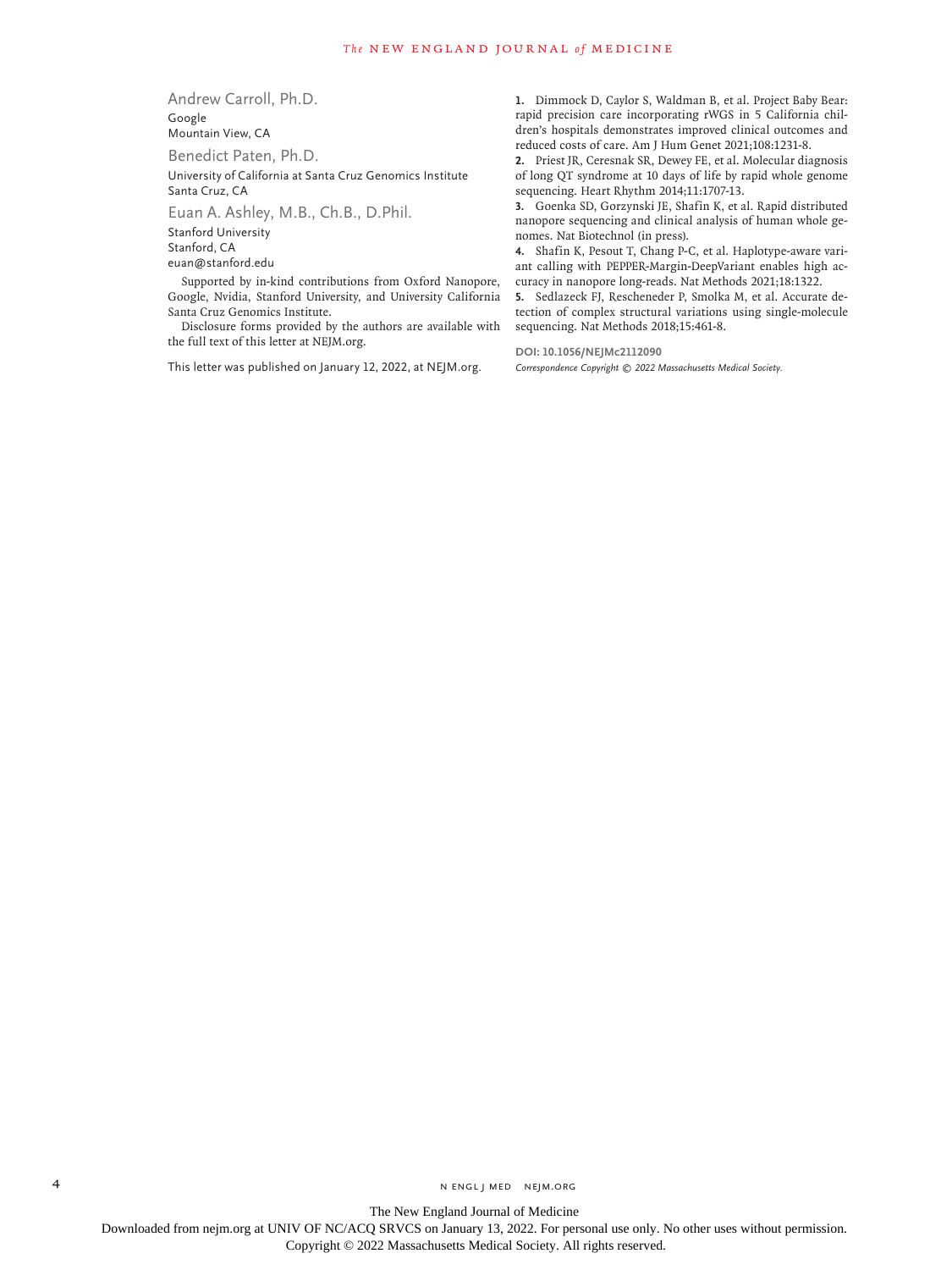Andrew Carroll, Ph.D.
Google
Mountain View, CA

Benedict Paten, Ph.D.
University of California at Santa Cruz Genomics Institute
Santa Cruz, CA

Euan A. Ashley, M.B., Ch.B., D.Phil.
Stanford University
Stanford, CA
euan@stanford.edu

Supported by in-kind contributions from Oxford Nanopore, Google, Nvidia, Stanford University, and University California Santa Cruz Genomics Institute.

Disclosure forms provided by the authors are available with the full text of this letter at NEJM.org.

This letter was published on January 12, 2022, at NEJM.org.

1. Dimmock D, Caylor S, Waldman B, et al. Project Baby Bear: rapid precision care incorporating rWGS in 5 California children's hospitals demonstrates improved clinical outcomes and reduced costs of care. Am J Hum Genet 2021;108:1231-8.
2. Priest JR, Ceresnak SR, Dewey FE, et al. Molecular diagnosis of long QT syndrome at 10 days of life by rapid whole genome sequencing. Heart Rhythm 2014;11:1707-13.
3. Goenka SD, Gorzynski JE, Shafin K, et al. Rapid distributed nanopore sequencing and clinical analysis of human whole genomes. Nat Biotechnol (in press).
4. Shafin K, Pesout T, Chang P-C, et al. Haplotype-aware variant calling with PEPPER-Margin-DeepVariant enables high accuracy in nanopore long-reads. Nat Methods 2021;18:1322.
5. Sedlazeck FJ, Rescheneder P, Smolka M, et al. Accurate detection of complex structural variations using single-molecule sequencing. Nat Methods 2018;15:461-8.

DOI: 10.1056/NEJMc2112090

*Correspondence Copyright © 2022 Massachusetts Medical Society.*